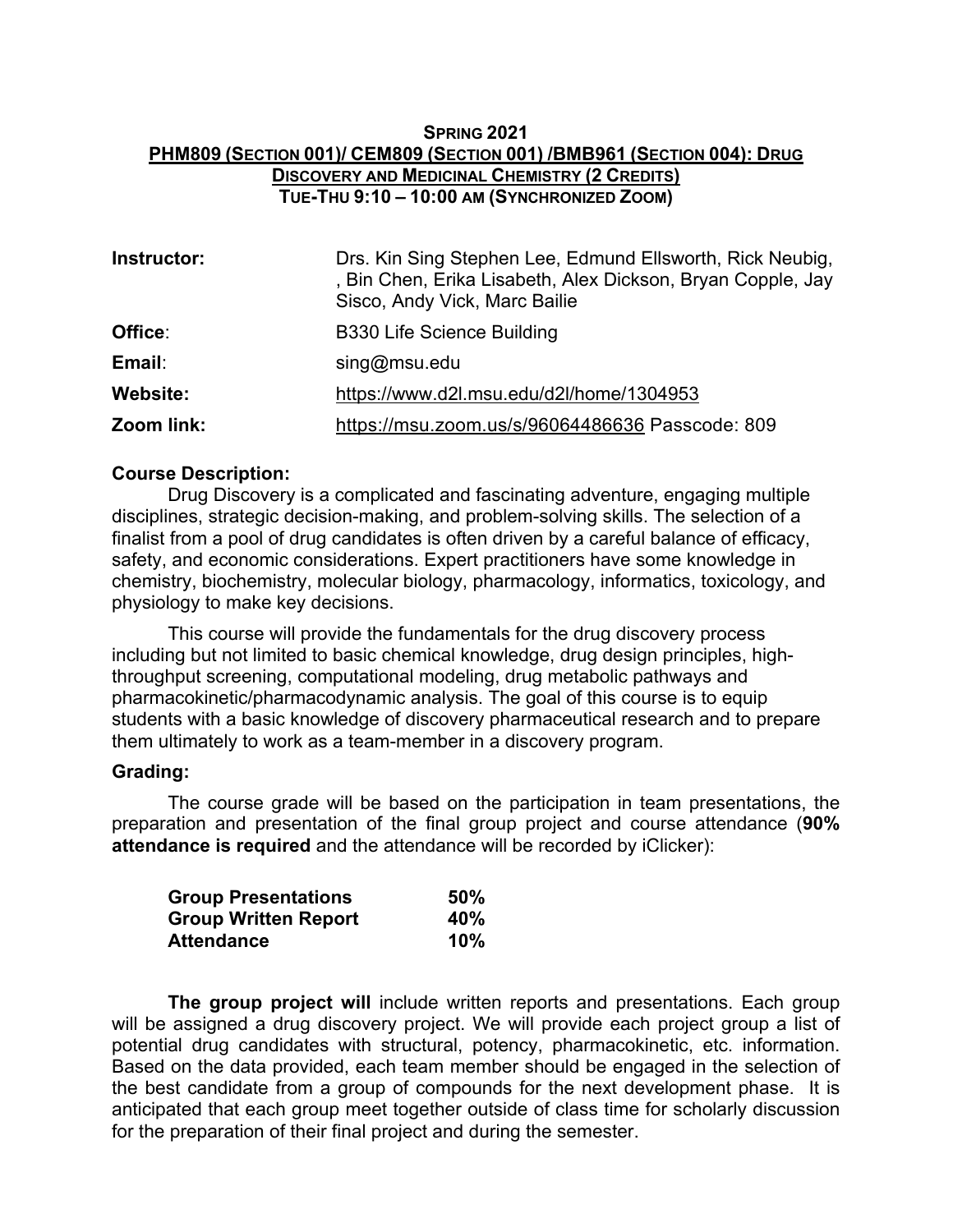# SPRING 2021

## PHM809 (SECTION 001)/ CEM809 (SECTION 001) /BMB961 (SECTION 004): DRUG DISCOVERY AND MEDICINAL CHEMISTRY (2 CREDITS)

### TUE-THU 9:10 – 10:00 AM (SYNCHRONIZED ZOOM)

| | |
|---|---|
| **Instructor:** | Drs. Kin Sing Stephen Lee, Edmund Ellsworth, Rick Neubig, , Bin Chen, Erika Lisabeth, Alex Dickson, Bryan Copple, Jay Sisco, Andy Vick, Marc Bailie |
| **Office**: | B330 Life Science Building |
| **Email**: | sing@msu.edu |
| **Website:** | https://www.d2l.msu.edu/d2l/home/1304953 |
| **Zoom link:** | https://msu.zoom.us/s/96064486636 Passcode: 809 |

**Course Description:**

Drug Discovery is a complicated and fascinating adventure, engaging multiple disciplines, strategic decision-making, and problem-solving skills. The selection of a finalist from a pool of drug candidates is often driven by a careful balance of efficacy, safety, and economic considerations. Expert practitioners have some knowledge in chemistry, biochemistry, molecular biology, pharmacology, informatics, toxicology, and physiology to make key decisions.

This course will provide the fundamentals for the drug discovery process including but not limited to basic chemical knowledge, drug design principles, high-throughput screening, computational modeling, drug metabolic pathways and pharmacokinetic/pharmacodynamic analysis. The goal of this course is to equip students with a basic knowledge of discovery pharmaceutical research and to prepare them ultimately to work as a team-member in a discovery program.

**Grading:**

The course grade will be based on the participation in team presentations, the preparation and presentation of the final group project and course attendance (**90% attendance is required** and the attendance will be recorded by iClicker):

| | |
|---|---|
| **Group Presentations** | **50%** |
| **Group Written Report** | **40%** |
| **Attendance** | **10%** |

**The group project will** include written reports and presentations. Each group will be assigned a drug discovery project. We will provide each project group a list of potential drug candidates with structural, potency, pharmacokinetic, etc. information. Based on the data provided, each team member should be engaged in the selection of the best candidate from a group of compounds for the next development phase. It is anticipated that each group meet together outside of class time for scholarly discussion for the preparation of their final project and during the semester.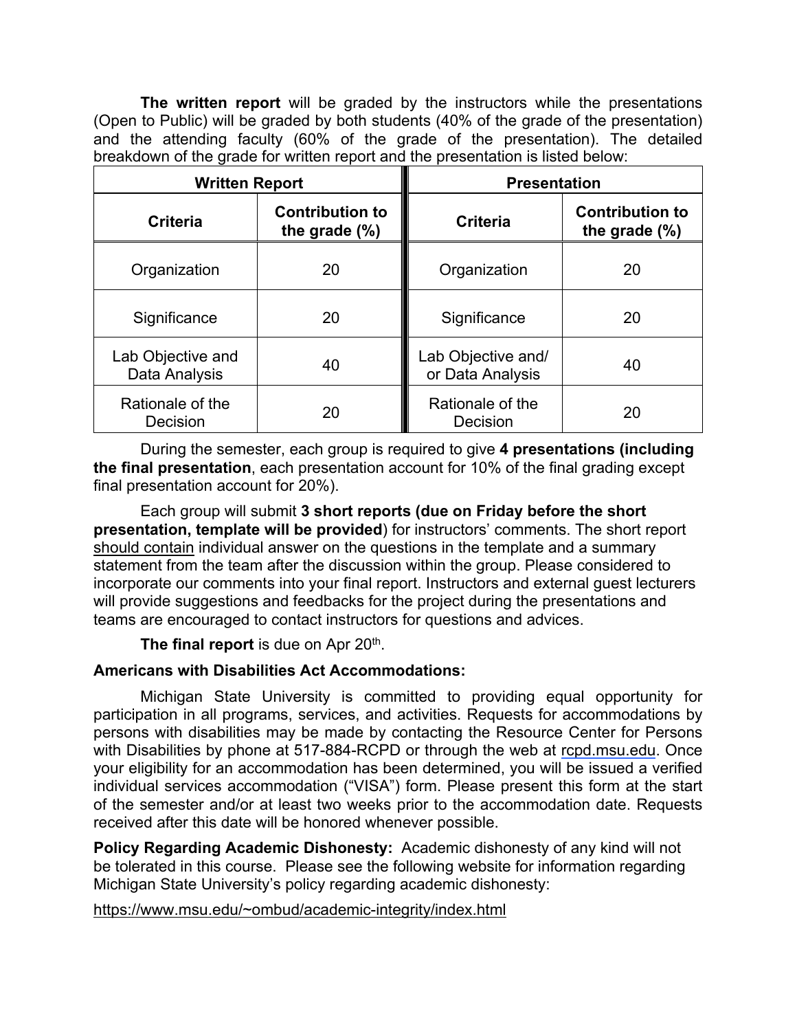**The written report** will be graded by the instructors while the presentations (Open to Public) will be graded by both students (40% of the grade of the presentation) and the attending faculty (60% of the grade of the presentation). The detailed breakdown of the grade for written report and the presentation is listed below:

| Written Report | | Presentation | |
|---|---|---|---|
| **Criteria** | **Contribution to the grade (%)** | **Criteria** | **Contribution to the grade (%)** |
| Organization | 20 | Organization | 20 |
| Significance | 20 | Significance | 20 |
| Lab Objective and Data Analysis | 40 | Lab Objective and/ or Data Analysis | 40 |
| Rationale of the Decision | 20 | Rationale of the Decision | 20 |

During the semester, each group is required to give **4 presentations (including the final presentation**, each presentation account for 10% of the final grading except final presentation account for 20%).

Each group will submit **3 short reports (due on Friday before the short presentation, template will be provided**) for instructors' comments. The short report should contain individual answer on the questions in the template and a summary statement from the team after the discussion within the group. Please considered to incorporate our comments into your final report. Instructors and external guest lecturers will provide suggestions and feedbacks for the project during the presentations and teams are encouraged to contact instructors for questions and advices.

**The final report** is due on Apr 20th.

**Americans with Disabilities Act Accommodations:**

Michigan State University is committed to providing equal opportunity for participation in all programs, services, and activities. Requests for accommodations by persons with disabilities may be made by contacting the Resource Center for Persons with Disabilities by phone at 517-884-RCPD or through the web at rcpd.msu.edu. Once your eligibility for an accommodation has been determined, you will be issued a verified individual services accommodation ("VISA") form. Please present this form at the start of the semester and/or at least two weeks prior to the accommodation date. Requests received after this date will be honored whenever possible.

**Policy Regarding Academic Dishonesty:** Academic dishonesty of any kind will not be tolerated in this course. Please see the following website for information regarding Michigan State University's policy regarding academic dishonesty:

https://www.msu.edu/~ombud/academic-integrity/index.html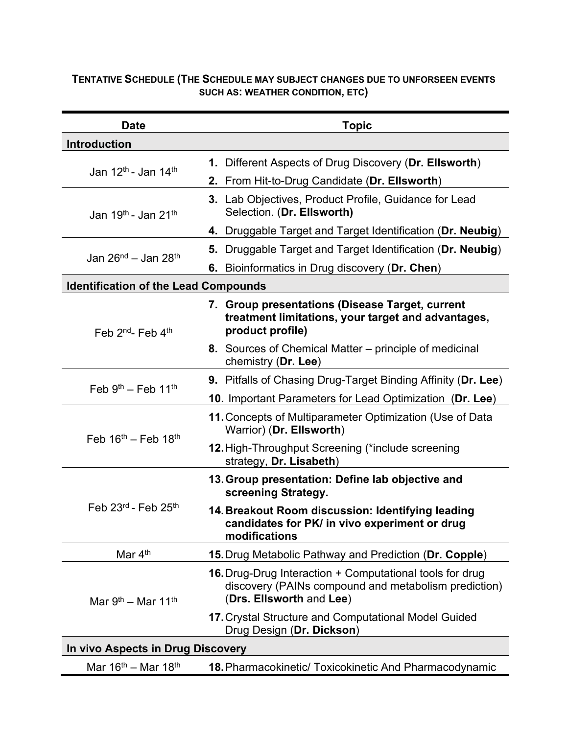**Tentative Schedule (The Schedule may subject changes due to unforseen events such as: weather condition, etc)**

| Date | Topic |
|---|---|
| **Introduction** | |
| Jan 12th - Jan 14th | **1.** Different Aspects of Drug Discovery (**Dr. Ellsworth**) |
| | **2.** From Hit-to-Drug Candidate (**Dr. Ellsworth**) |
| Jan 19th - Jan 21th | **3.** Lab Objectives, Product Profile, Guidance for Lead Selection. (**Dr. Ellsworth)** |
| | **4.** Druggable Target and Target Identification (**Dr. Neubig**) |
| Jan 26nd – Jan 28th | **5.** Druggable Target and Target Identification (**Dr. Neubig**) |
| | **6.** Bioinformatics in Drug discovery (**Dr. Chen**) |
| **Identification of the Lead Compounds** | |
| Feb 2nd- Feb 4th | **7. Group presentations (Disease Target, current treatment limitations, your target and advantages, product profile)** |
| | **8.** Sources of Chemical Matter – principle of medicinal chemistry (**Dr. Lee**) |
| Feb 9th – Feb 11th | **9.** Pitfalls of Chasing Drug-Target Binding Affinity (**Dr. Lee**) |
| | **10.** Important Parameters for Lead Optimization (**Dr. Lee**) |
| Feb 16th – Feb 18th | **11.** Concepts of Multiparameter Optimization (Use of Data Warrior) (**Dr. Ellsworth**) |
| | **12.** High-Throughput Screening (*include screening strategy, **Dr. Lisabeth**) |
| Feb 23rd - Feb 25th | **13. Group presentation: Define lab objective and screening Strategy.** |
| | **14. Breakout Room discussion: Identifying leading candidates for PK/ in vivo experiment or drug modifications** |
| Mar 4th | **15.** Drug Metabolic Pathway and Prediction (**Dr. Copple**) |
| Mar 9th – Mar 11th | **16.** Drug-Drug Interaction + Computational tools for drug discovery (PAINs compound and metabolism prediction) (**Drs. Ellsworth** and **Lee**) |
| | **17.** Crystal Structure and Computational Model Guided Drug Design (**Dr. Dickson**) |
| **In vivo Aspects in Drug Discovery** | |
| Mar 16th – Mar 18th | **18.** Pharmacokinetic/ Toxicokinetic And Pharmacodynamic |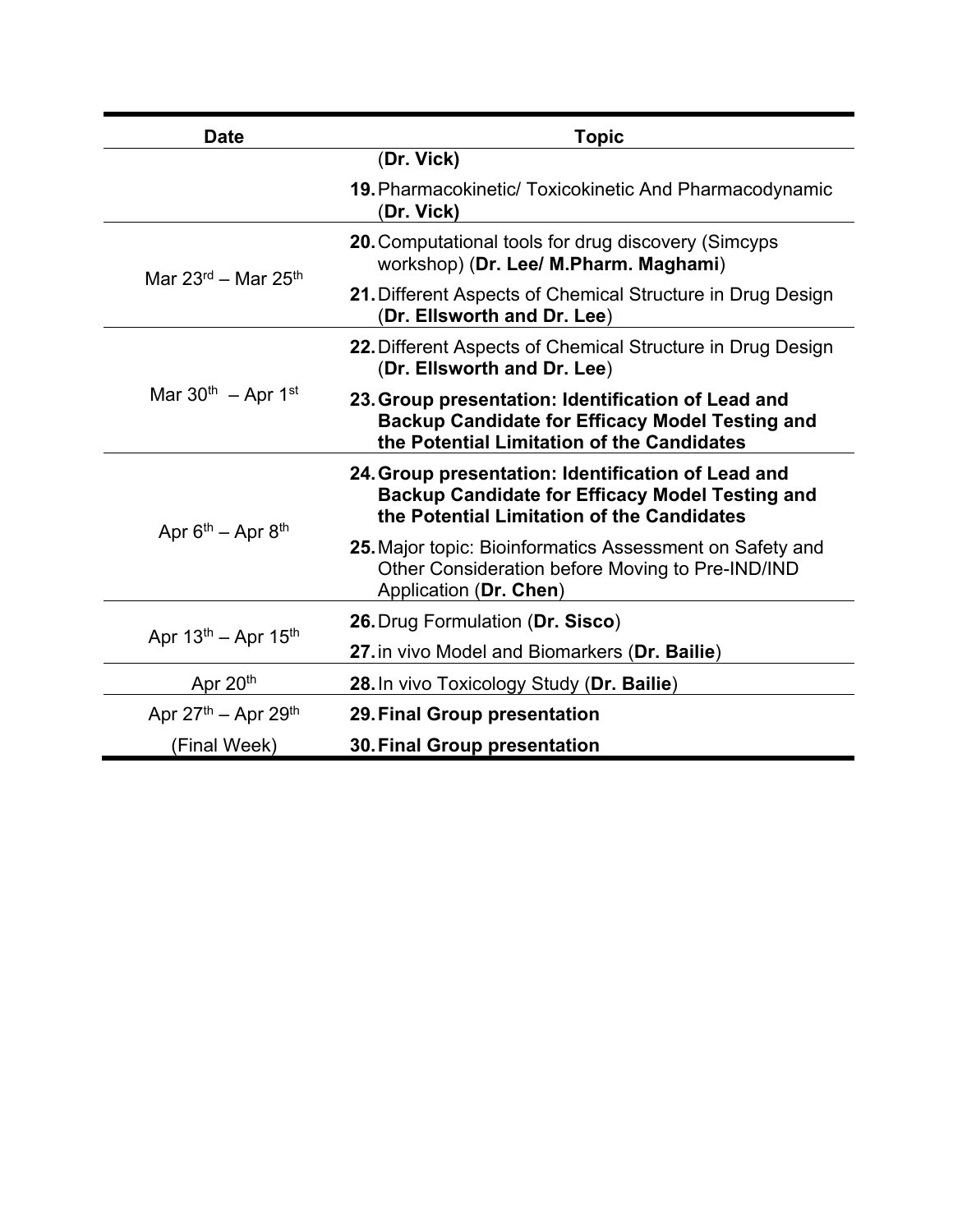| Date | Topic |
|---|---|
| | (**Dr. Vick)** |
| | **19.** Pharmacokinetic/ Toxicokinetic And Pharmacodynamic (**Dr. Vick)** |
| Mar 23rd – Mar 25th | **20.** Computational tools for drug discovery (Simcyps workshop) (**Dr. Lee/ M.Pharm. Maghami**) |
| | **21.** Different Aspects of Chemical Structure in Drug Design (**Dr. Ellsworth and Dr. Lee**) |
| Mar 30th – Apr 1st | **22.** Different Aspects of Chemical Structure in Drug Design (**Dr. Ellsworth and Dr. Lee**) |
| | **23. Group presentation: Identification of Lead and Backup Candidate for Efficacy Model Testing and the Potential Limitation of the Candidates** |
| Apr 6th – Apr 8th | **24. Group presentation: Identification of Lead and Backup Candidate for Efficacy Model Testing and the Potential Limitation of the Candidates** |
| | **25.** Major topic: Bioinformatics Assessment on Safety and Other Consideration before Moving to Pre-IND/IND Application (**Dr. Chen**) |
| Apr 13th – Apr 15th | **26.** Drug Formulation (**Dr. Sisco**) |
| | **27.** in vivo Model and Biomarkers (**Dr. Bailie**) |
| Apr 20th | **28.** In vivo Toxicology Study (**Dr. Bailie**) |
| Apr 27th – Apr 29th | **29. Final Group presentation** |
| (Final Week) | **30. Final Group presentation** |